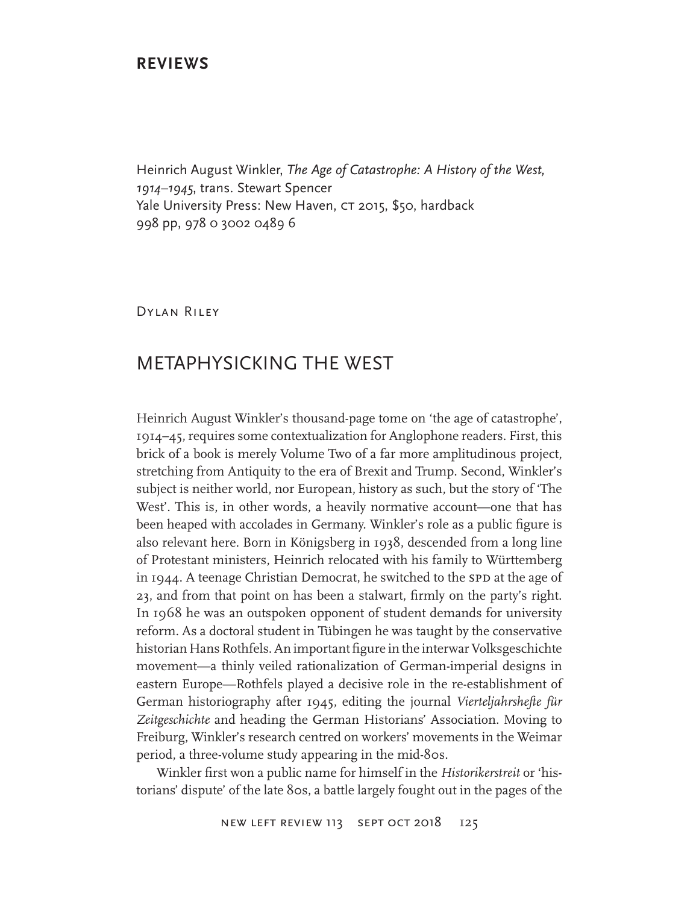## REVIEWS

Heinrich August Winkler, *The Age of Catastrophe: A History of the West, 1914–1945*, trans. Stewart Spencer
Yale University Press: New Haven, CT 2015, $50, hardback
998 pp, 978 0 3002 0489 6

Dylan Riley

# METAPHYSICKING THE WEST

Heinrich August Winkler's thousand-page tome on 'the age of catastrophe', 1914–45, requires some contextualization for Anglophone readers. First, this brick of a book is merely Volume Two of a far more amplitudinous project, stretching from Antiquity to the era of Brexit and Trump. Second, Winkler's subject is neither world, nor European, history as such, but the story of 'The West'. This is, in other words, a heavily normative account—one that has been heaped with accolades in Germany. Winkler's role as a public figure is also relevant here. Born in Königsberg in 1938, descended from a long line of Protestant ministers, Heinrich relocated with his family to Württemberg in 1944. A teenage Christian Democrat, he switched to the SPD at the age of 23, and from that point on has been a stalwart, firmly on the party's right. In 1968 he was an outspoken opponent of student demands for university reform. As a doctoral student in Tübingen he was taught by the conservative historian Hans Rothfels. An important figure in the interwar Volksgeschichte movement—a thinly veiled rationalization of German-imperial designs in eastern Europe—Rothfels played a decisive role in the re-establishment of German historiography after 1945, editing the journal *Vierteljahrshefte für Zeitgeschichte* and heading the German Historians' Association. Moving to Freiburg, Winkler's research centred on workers' movements in the Weimar period, a three-volume study appearing in the mid-80s.

Winkler first won a public name for himself in the *Historikerstreit* or 'historians' dispute' of the late 80s, a battle largely fought out in the pages of the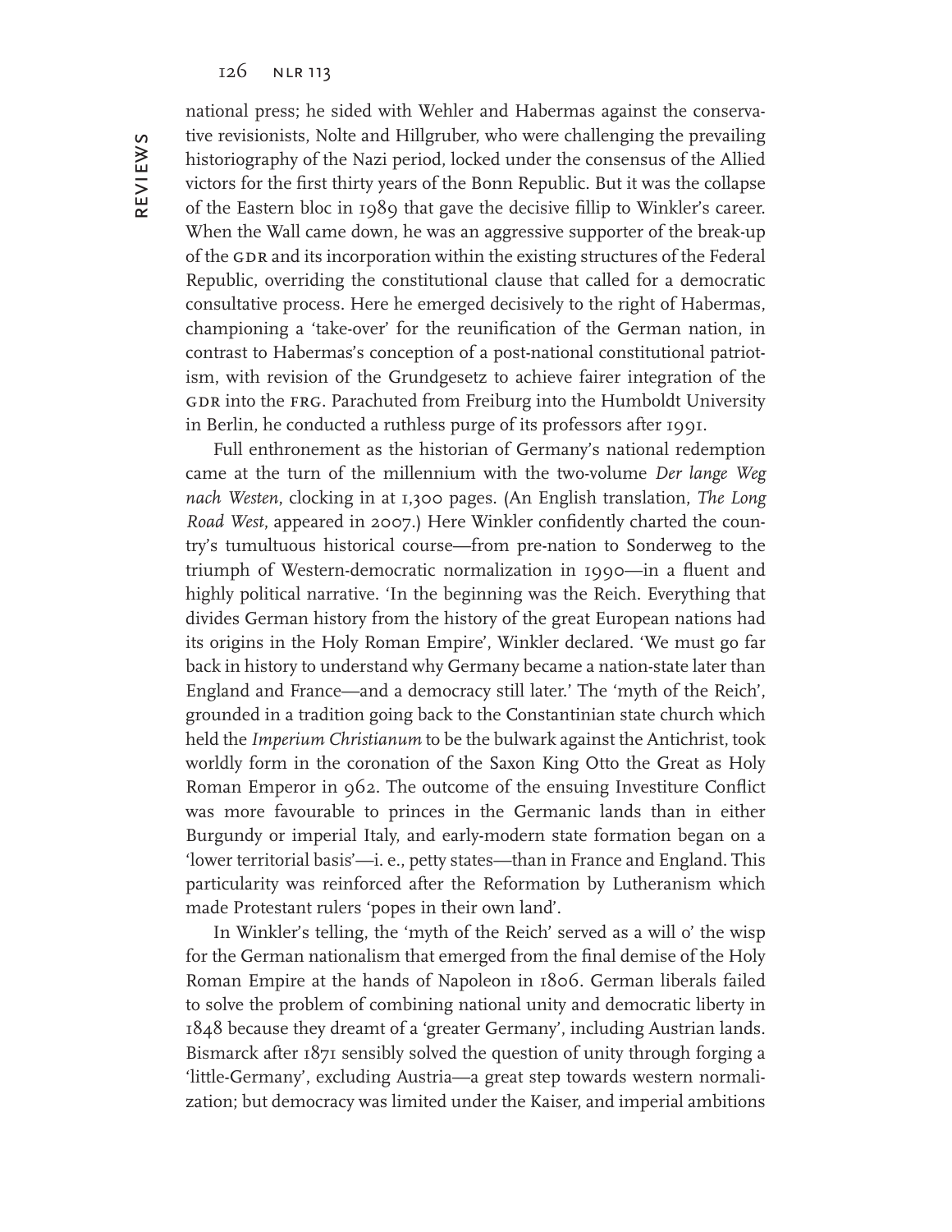national press; he sided with Wehler and Habermas against the conservative revisionists, Nolte and Hillgruber, who were challenging the prevailing historiography of the Nazi period, locked under the consensus of the Allied victors for the first thirty years of the Bonn Republic. But it was the collapse of the Eastern bloc in 1989 that gave the decisive fillip to Winkler's career. When the Wall came down, he was an aggressive supporter of the break-up of the GDR and its incorporation within the existing structures of the Federal Republic, overriding the constitutional clause that called for a democratic consultative process. Here he emerged decisively to the right of Habermas, championing a 'take-over' for the reunification of the German nation, in contrast to Habermas's conception of a post-national constitutional patriotism, with revision of the Grundgesetz to achieve fairer integration of the GDR into the FRG. Parachuted from Freiburg into the Humboldt University in Berlin, he conducted a ruthless purge of its professors after 1991.

Full enthronement as the historian of Germany's national redemption came at the turn of the millennium with the two-volume *Der lange Weg nach Westen*, clocking in at 1,300 pages. (An English translation, *The Long Road West*, appeared in 2007.) Here Winkler confidently charted the country's tumultuous historical course—from pre-nation to Sonderweg to the triumph of Western-democratic normalization in 1990—in a fluent and highly political narrative. 'In the beginning was the Reich. Everything that divides German history from the history of the great European nations had its origins in the Holy Roman Empire', Winkler declared. 'We must go far back in history to understand why Germany became a nation-state later than England and France—and a democracy still later.' The 'myth of the Reich', grounded in a tradition going back to the Constantinian state church which held the *Imperium Christianum* to be the bulwark against the Antichrist, took worldly form in the coronation of the Saxon King Otto the Great as Holy Roman Emperor in 962. The outcome of the ensuing Investiture Conflict was more favourable to princes in the Germanic lands than in either Burgundy or imperial Italy, and early-modern state formation began on a 'lower territorial basis'—i. e., petty states—than in France and England. This particularity was reinforced after the Reformation by Lutheranism which made Protestant rulers 'popes in their own land'.

In Winkler's telling, the 'myth of the Reich' served as a will o' the wisp for the German nationalism that emerged from the final demise of the Holy Roman Empire at the hands of Napoleon in 1806. German liberals failed to solve the problem of combining national unity and democratic liberty in 1848 because they dreamt of a 'greater Germany', including Austrian lands. Bismarck after 1871 sensibly solved the question of unity through forging a 'little-Germany', excluding Austria—a great step towards western normalization; but democracy was limited under the Kaiser, and imperial ambitions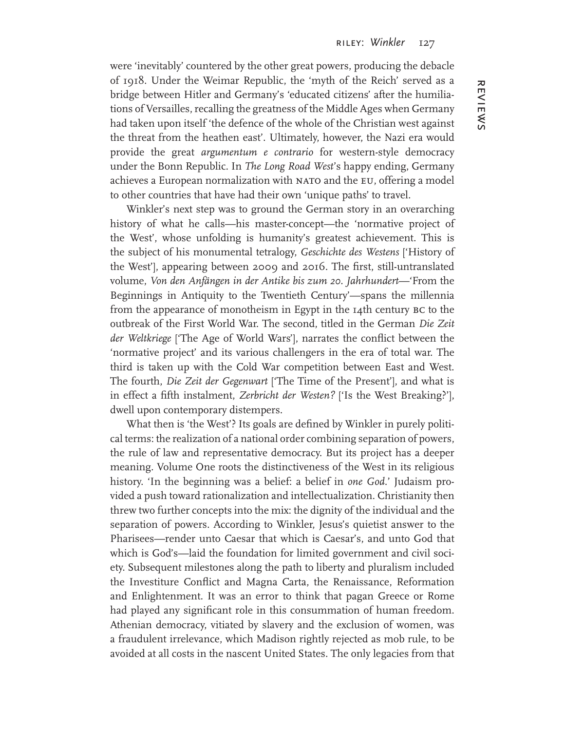were 'inevitably' countered by the other great powers, producing the debacle of 1918. Under the Weimar Republic, the 'myth of the Reich' served as a bridge between Hitler and Germany's 'educated citizens' after the humiliations of Versailles, recalling the greatness of the Middle Ages when Germany had taken upon itself 'the defence of the whole of the Christian west against the threat from the heathen east'. Ultimately, however, the Nazi era would provide the great *argumentum e contrario* for western-style democracy under the Bonn Republic. In *The Long Road West*'s happy ending, Germany achieves a European normalization with NATO and the EU, offering a model to other countries that have had their own 'unique paths' to travel.

Winkler's next step was to ground the German story in an overarching history of what he calls—his master-concept—the 'normative project of the West', whose unfolding is humanity's greatest achievement. This is the subject of his monumental tetralogy, *Geschichte des Westens* ['History of the West'], appearing between 2009 and 2016. The first, still-untranslated volume, *Von den Anfängen in der Antike bis zum 20. Jahrhundert*—'From the Beginnings in Antiquity to the Twentieth Century'—spans the millennia from the appearance of monotheism in Egypt in the 14th century BC to the outbreak of the First World War. The second, titled in the German *Die Zeit der Weltkriege* ['The Age of World Wars'], narrates the conflict between the 'normative project' and its various challengers in the era of total war. The third is taken up with the Cold War competition between East and West. The fourth, *Die Zeit der Gegenwart* ['The Time of the Present'], and what is in effect a fifth instalment, *Zerbricht der Westen?* ['Is the West Breaking?'], dwell upon contemporary distempers.

What then is 'the West'? Its goals are defined by Winkler in purely political terms: the realization of a national order combining separation of powers, the rule of law and representative democracy. But its project has a deeper meaning. Volume One roots the distinctiveness of the West in its religious history. 'In the beginning was a belief: a belief in *one God*.' Judaism provided a push toward rationalization and intellectualization. Christianity then threw two further concepts into the mix: the dignity of the individual and the separation of powers. According to Winkler, Jesus's quietist answer to the Pharisees—render unto Caesar that which is Caesar's, and unto God that which is God's—laid the foundation for limited government and civil society. Subsequent milestones along the path to liberty and pluralism included the Investiture Conflict and Magna Carta, the Renaissance, Reformation and Enlightenment. It was an error to think that pagan Greece or Rome had played any significant role in this consummation of human freedom. Athenian democracy, vitiated by slavery and the exclusion of women, was a fraudulent irrelevance, which Madison rightly rejected as mob rule, to be avoided at all costs in the nascent United States. The only legacies from that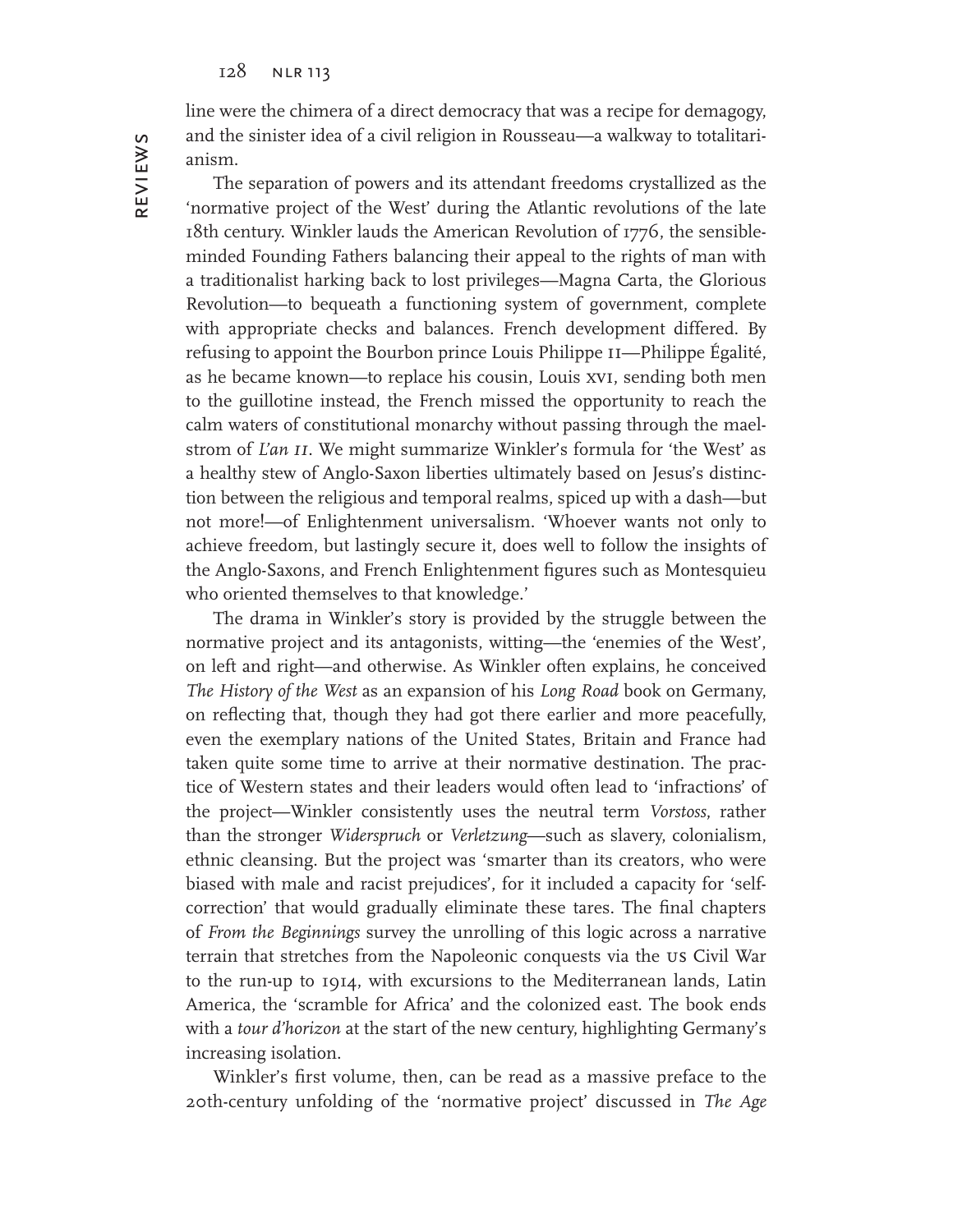line were the chimera of a direct democracy that was a recipe for demagogy, and the sinister idea of a civil religion in Rousseau—a walkway to totalitarianism.

The separation of powers and its attendant freedoms crystallized as the 'normative project of the West' during the Atlantic revolutions of the late 18th century. Winkler lauds the American Revolution of 1776, the sensible-minded Founding Fathers balancing their appeal to the rights of man with a traditionalist harking back to lost privileges—Magna Carta, the Glorious Revolution—to bequeath a functioning system of government, complete with appropriate checks and balances. French development differed. By refusing to appoint the Bourbon prince Louis Philippe II—Philippe Égalité, as he became known—to replace his cousin, Louis XVI, sending both men to the guillotine instead, the French missed the opportunity to reach the calm waters of constitutional monarchy without passing through the maelstrom of *L'an II*. We might summarize Winkler's formula for 'the West' as a healthy stew of Anglo-Saxon liberties ultimately based on Jesus's distinction between the religious and temporal realms, spiced up with a dash—but not more!—of Enlightenment universalism. 'Whoever wants not only to achieve freedom, but lastingly secure it, does well to follow the insights of the Anglo-Saxons, and French Enlightenment figures such as Montesquieu who oriented themselves to that knowledge.'

The drama in Winkler's story is provided by the struggle between the normative project and its antagonists, witting—the 'enemies of the West', on left and right—and otherwise. As Winkler often explains, he conceived *The History of the West* as an expansion of his *Long Road* book on Germany, on reflecting that, though they had got there earlier and more peacefully, even the exemplary nations of the United States, Britain and France had taken quite some time to arrive at their normative destination. The practice of Western states and their leaders would often lead to 'infractions' of the project—Winkler consistently uses the neutral term *Vorstoss*, rather than the stronger *Widerspruch* or *Verletzung*—such as slavery, colonialism, ethnic cleansing. But the project was 'smarter than its creators, who were biased with male and racist prejudices', for it included a capacity for 'self-correction' that would gradually eliminate these tares. The final chapters of *From the Beginnings* survey the unrolling of this logic across a narrative terrain that stretches from the Napoleonic conquests via the US Civil War to the run-up to 1914, with excursions to the Mediterranean lands, Latin America, the 'scramble for Africa' and the colonized east. The book ends with a *tour d'horizon* at the start of the new century, highlighting Germany's increasing isolation.

Winkler's first volume, then, can be read as a massive preface to the 20th-century unfolding of the 'normative project' discussed in *The Age*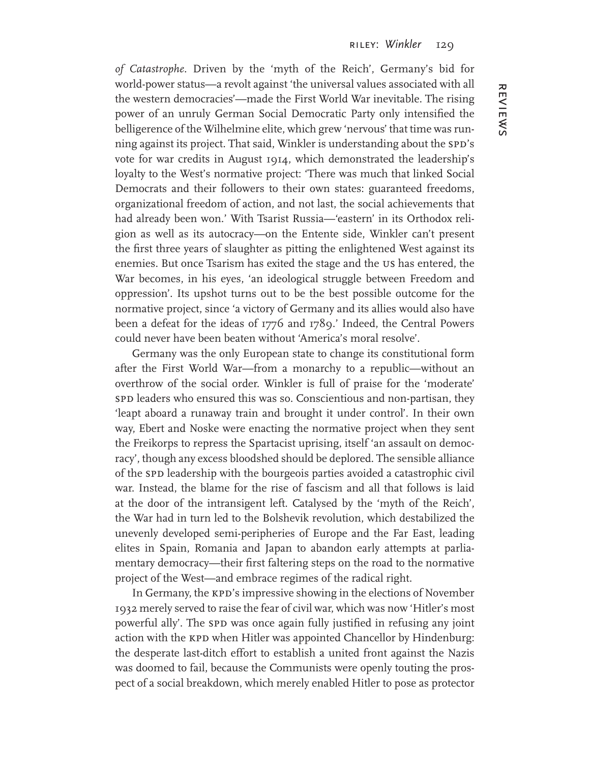*of Catastrophe*. Driven by the 'myth of the Reich', Germany's bid for world-power status—a revolt against 'the universal values associated with all the western democracies'—made the First World War inevitable. The rising power of an unruly German Social Democratic Party only intensified the belligerence of the Wilhelmine elite, which grew 'nervous' that time was running against its project. That said, Winkler is understanding about the SPD's vote for war credits in August 1914, which demonstrated the leadership's loyalty to the West's normative project: 'There was much that linked Social Democrats and their followers to their own states: guaranteed freedoms, organizational freedom of action, and not last, the social achievements that had already been won.' With Tsarist Russia—'eastern' in its Orthodox religion as well as its autocracy—on the Entente side, Winkler can't present the first three years of slaughter as pitting the enlightened West against its enemies. But once Tsarism has exited the stage and the US has entered, the War becomes, in his eyes, 'an ideological struggle between Freedom and oppression'. Its upshot turns out to be the best possible outcome for the normative project, since 'a victory of Germany and its allies would also have been a defeat for the ideas of 1776 and 1789.' Indeed, the Central Powers could never have been beaten without 'America's moral resolve'.

Germany was the only European state to change its constitutional form after the First World War—from a monarchy to a republic—without an overthrow of the social order. Winkler is full of praise for the 'moderate' SPD leaders who ensured this was so. Conscientious and non-partisan, they 'leapt aboard a runaway train and brought it under control'. In their own way, Ebert and Noske were enacting the normative project when they sent the Freikorps to repress the Spartacist uprising, itself 'an assault on democracy', though any excess bloodshed should be deplored. The sensible alliance of the SPD leadership with the bourgeois parties avoided a catastrophic civil war. Instead, the blame for the rise of fascism and all that follows is laid at the door of the intransigent left. Catalysed by the 'myth of the Reich', the War had in turn led to the Bolshevik revolution, which destabilized the unevenly developed semi-peripheries of Europe and the Far East, leading elites in Spain, Romania and Japan to abandon early attempts at parliamentary democracy—their first faltering steps on the road to the normative project of the West—and embrace regimes of the radical right.

In Germany, the KPD's impressive showing in the elections of November 1932 merely served to raise the fear of civil war, which was now 'Hitler's most powerful ally'. The SPD was once again fully justified in refusing any joint action with the KPD when Hitler was appointed Chancellor by Hindenburg: the desperate last-ditch effort to establish a united front against the Nazis was doomed to fail, because the Communists were openly touting the prospect of a social breakdown, which merely enabled Hitler to pose as protector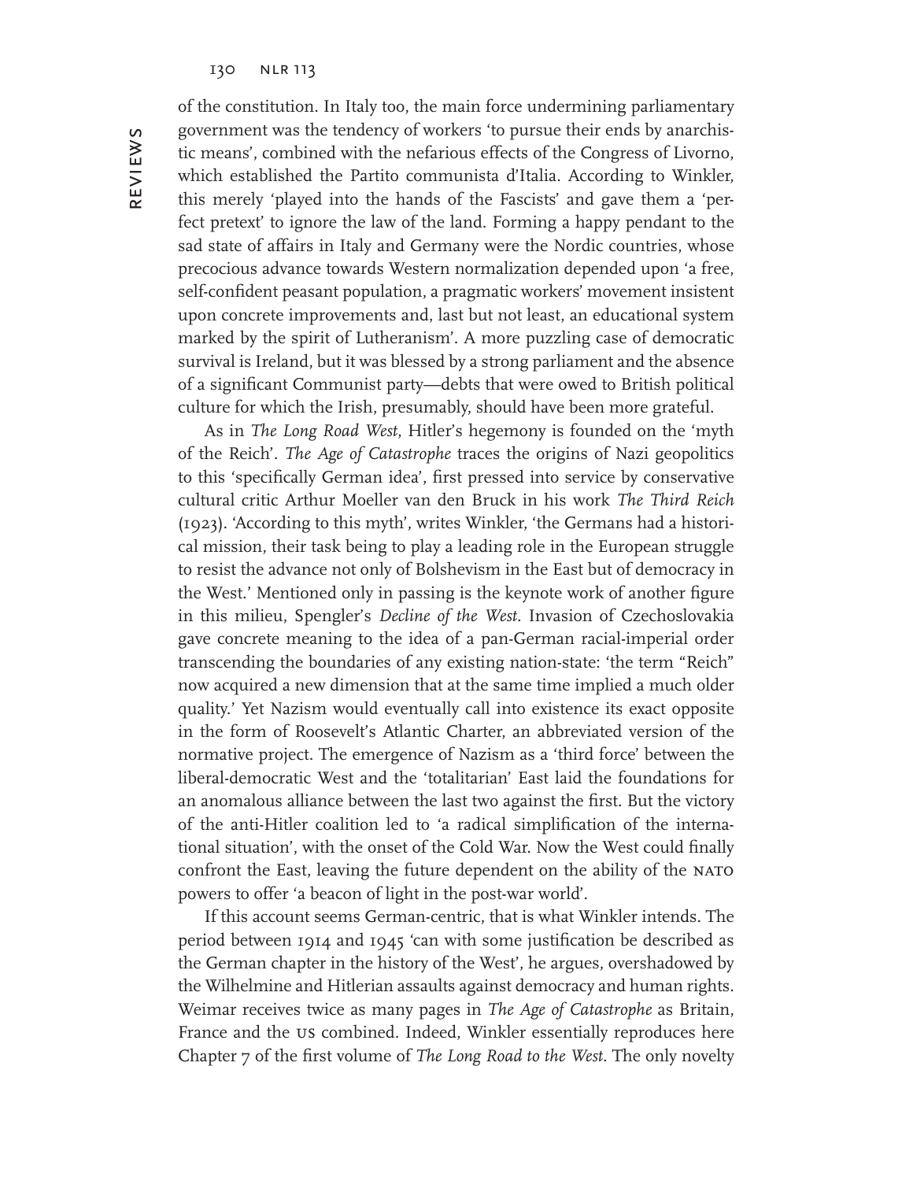of the constitution. In Italy too, the main force undermining parliamentary government was the tendency of workers 'to pursue their ends by anarchistic means', combined with the nefarious effects of the Congress of Livorno, which established the Partito communista d'Italia. According to Winkler, this merely 'played into the hands of the Fascists' and gave them a 'perfect pretext' to ignore the law of the land. Forming a happy pendant to the sad state of affairs in Italy and Germany were the Nordic countries, whose precocious advance towards Western normalization depended upon 'a free, self-confident peasant population, a pragmatic workers' movement insistent upon concrete improvements and, last but not least, an educational system marked by the spirit of Lutheranism'. A more puzzling case of democratic survival is Ireland, but it was blessed by a strong parliament and the absence of a significant Communist party—debts that were owed to British political culture for which the Irish, presumably, should have been more grateful.

As in *The Long Road West*, Hitler's hegemony is founded on the 'myth of the Reich'. *The Age of Catastrophe* traces the origins of Nazi geopolitics to this 'specifically German idea', first pressed into service by conservative cultural critic Arthur Moeller van den Bruck in his work *The Third Reich* (1923). 'According to this myth', writes Winkler, 'the Germans had a historical mission, their task being to play a leading role in the European struggle to resist the advance not only of Bolshevism in the East but of democracy in the West.' Mentioned only in passing is the keynote work of another figure in this milieu, Spengler's *Decline of the West*. Invasion of Czechoslovakia gave concrete meaning to the idea of a pan-German racial-imperial order transcending the boundaries of any existing nation-state: 'the term "Reich" now acquired a new dimension that at the same time implied a much older quality.' Yet Nazism would eventually call into existence its exact opposite in the form of Roosevelt's Atlantic Charter, an abbreviated version of the normative project. The emergence of Nazism as a 'third force' between the liberal-democratic West and the 'totalitarian' East laid the foundations for an anomalous alliance between the last two against the first. But the victory of the anti-Hitler coalition led to 'a radical simplification of the international situation', with the onset of the Cold War. Now the West could finally confront the East, leaving the future dependent on the ability of the NATO powers to offer 'a beacon of light in the post-war world'.

If this account seems German-centric, that is what Winkler intends. The period between 1914 and 1945 'can with some justification be described as the German chapter in the history of the West', he argues, overshadowed by the Wilhelmine and Hitlerian assaults against democracy and human rights. Weimar receives twice as many pages in *The Age of Catastrophe* as Britain, France and the US combined. Indeed, Winkler essentially reproduces here Chapter 7 of the first volume of *The Long Road to the West*. The only novelty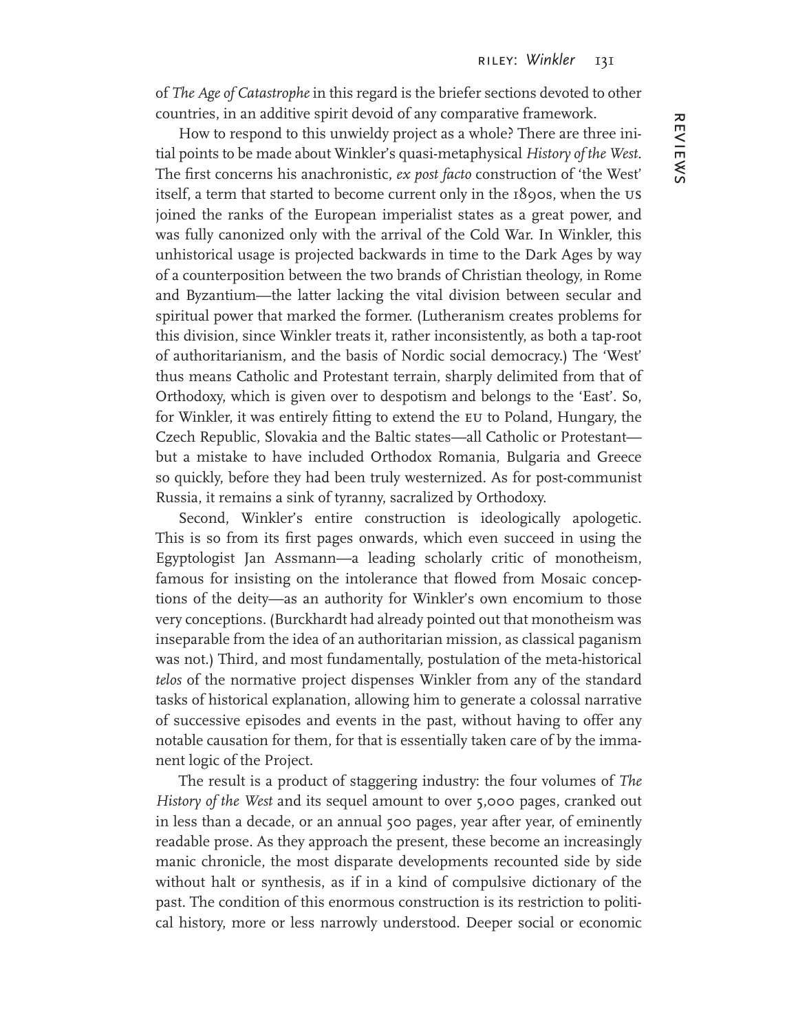of *The Age of Catastrophe* in this regard is the briefer sections devoted to other countries, in an additive spirit devoid of any comparative framework.

How to respond to this unwieldy project as a whole? There are three initial points to be made about Winkler's quasi-metaphysical *History of the West*. The first concerns his anachronistic, *ex post facto* construction of 'the West' itself, a term that started to become current only in the 1890s, when the US joined the ranks of the European imperialist states as a great power, and was fully canonized only with the arrival of the Cold War. In Winkler, this unhistorical usage is projected backwards in time to the Dark Ages by way of a counterposition between the two brands of Christian theology, in Rome and Byzantium—the latter lacking the vital division between secular and spiritual power that marked the former. (Lutheranism creates problems for this division, since Winkler treats it, rather inconsistently, as both a tap-root of authoritarianism, and the basis of Nordic social democracy.) The 'West' thus means Catholic and Protestant terrain, sharply delimited from that of Orthodoxy, which is given over to despotism and belongs to the 'East'. So, for Winkler, it was entirely fitting to extend the EU to Poland, Hungary, the Czech Republic, Slovakia and the Baltic states—all Catholic or Protestant—but a mistake to have included Orthodox Romania, Bulgaria and Greece so quickly, before they had been truly westernized. As for post-communist Russia, it remains a sink of tyranny, sacralized by Orthodoxy.

Second, Winkler's entire construction is ideologically apologetic. This is so from its first pages onwards, which even succeed in using the Egyptologist Jan Assmann—a leading scholarly critic of monotheism, famous for insisting on the intolerance that flowed from Mosaic conceptions of the deity—as an authority for Winkler's own encomium to those very conceptions. (Burckhardt had already pointed out that monotheism was inseparable from the idea of an authoritarian mission, as classical paganism was not.) Third, and most fundamentally, postulation of the meta-historical *telos* of the normative project dispenses Winkler from any of the standard tasks of historical explanation, allowing him to generate a colossal narrative of successive episodes and events in the past, without having to offer any notable causation for them, for that is essentially taken care of by the immanent logic of the Project.

The result is a product of staggering industry: the four volumes of *The History of the West* and its sequel amount to over 5,000 pages, cranked out in less than a decade, or an annual 500 pages, year after year, of eminently readable prose. As they approach the present, these become an increasingly manic chronicle, the most disparate developments recounted side by side without halt or synthesis, as if in a kind of compulsive dictionary of the past. The condition of this enormous construction is its restriction to political history, more or less narrowly understood. Deeper social or economic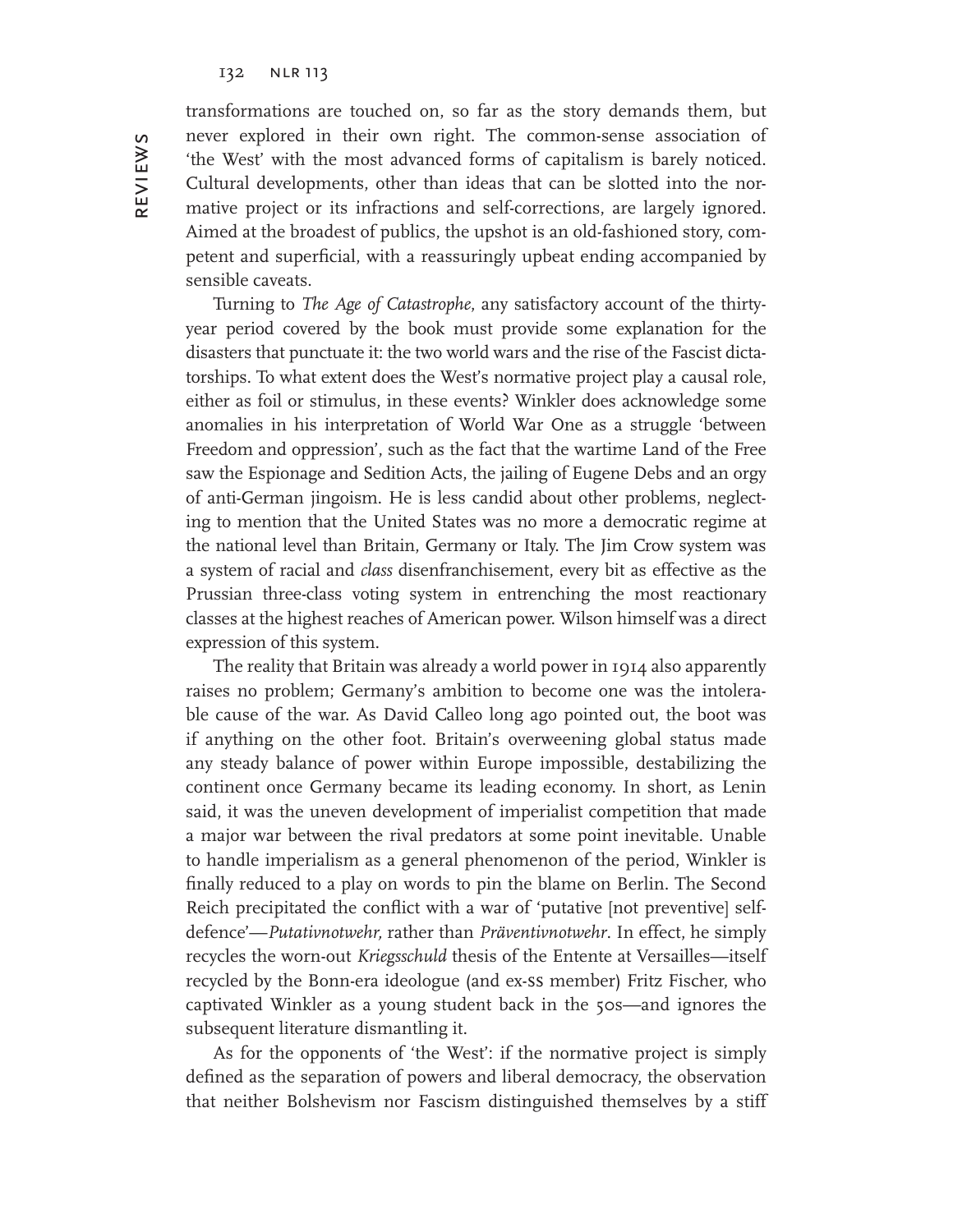transformations are touched on, so far as the story demands them, but never explored in their own right. The common-sense association of 'the West' with the most advanced forms of capitalism is barely noticed. Cultural developments, other than ideas that can be slotted into the normative project or its infractions and self-corrections, are largely ignored. Aimed at the broadest of publics, the upshot is an old-fashioned story, competent and superficial, with a reassuringly upbeat ending accompanied by sensible caveats.

Turning to *The Age of Catastrophe*, any satisfactory account of the thirty-year period covered by the book must provide some explanation for the disasters that punctuate it: the two world wars and the rise of the Fascist dictatorships. To what extent does the West's normative project play a causal role, either as foil or stimulus, in these events? Winkler does acknowledge some anomalies in his interpretation of World War One as a struggle 'between Freedom and oppression', such as the fact that the wartime Land of the Free saw the Espionage and Sedition Acts, the jailing of Eugene Debs and an orgy of anti-German jingoism. He is less candid about other problems, neglecting to mention that the United States was no more a democratic regime at the national level than Britain, Germany or Italy. The Jim Crow system was a system of racial and *class* disenfranchisement, every bit as effective as the Prussian three-class voting system in entrenching the most reactionary classes at the highest reaches of American power. Wilson himself was a direct expression of this system.

The reality that Britain was already a world power in 1914 also apparently raises no problem; Germany's ambition to become one was the intolerable cause of the war. As David Calleo long ago pointed out, the boot was if anything on the other foot. Britain's overweening global status made any steady balance of power within Europe impossible, destabilizing the continent once Germany became its leading economy. In short, as Lenin said, it was the uneven development of imperialist competition that made a major war between the rival predators at some point inevitable. Unable to handle imperialism as a general phenomenon of the period, Winkler is finally reduced to a play on words to pin the blame on Berlin. The Second Reich precipitated the conflict with a war of 'putative [not preventive] self-defence'—*Putativnotwehr*, rather than *Präventivnotwehr*. In effect, he simply recycles the worn-out *Kriegsschuld* thesis of the Entente at Versailles—itself recycled by the Bonn-era ideologue (and ex-SS member) Fritz Fischer, who captivated Winkler as a young student back in the 50s—and ignores the subsequent literature dismantling it.

As for the opponents of 'the West': if the normative project is simply defined as the separation of powers and liberal democracy, the observation that neither Bolshevism nor Fascism distinguished themselves by a stiff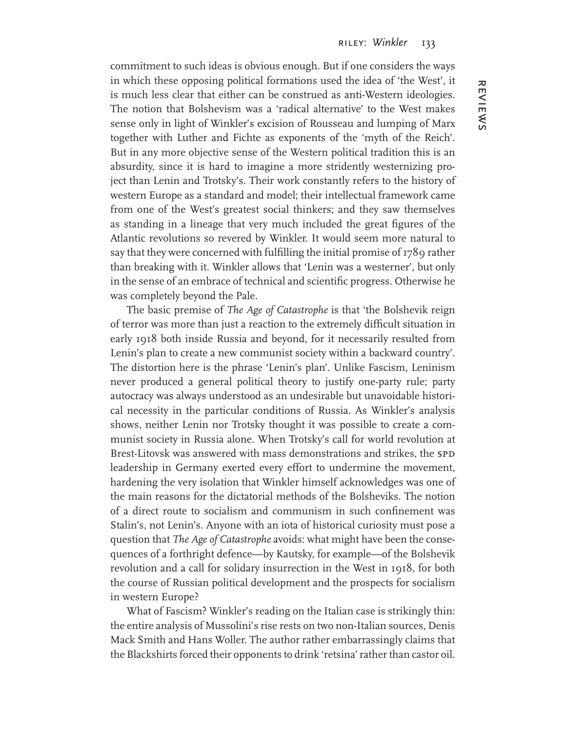commitment to such ideas is obvious enough. But if one considers the ways in which these opposing political formations used the idea of 'the West', it is much less clear that either can be construed as anti-Western ideologies. The notion that Bolshevism was a 'radical alternative' to the West makes sense only in light of Winkler's excision of Rousseau and lumping of Marx together with Luther and Fichte as exponents of the 'myth of the Reich'. But in any more objective sense of the Western political tradition this is an absurdity, since it is hard to imagine a more stridently westernizing project than Lenin and Trotsky's. Their work constantly refers to the history of western Europe as a standard and model; their intellectual framework came from one of the West's greatest social thinkers; and they saw themselves as standing in a lineage that very much included the great figures of the Atlantic revolutions so revered by Winkler. It would seem more natural to say that they were concerned with fulfilling the initial promise of 1789 rather than breaking with it. Winkler allows that 'Lenin was a westerner', but only in the sense of an embrace of technical and scientific progress. Otherwise he was completely beyond the Pale.

The basic premise of *The Age of Catastrophe* is that 'the Bolshevik reign of terror was more than just a reaction to the extremely difficult situation in early 1918 both inside Russia and beyond, for it necessarily resulted from Lenin's plan to create a new communist society within a backward country'. The distortion here is the phrase 'Lenin's plan'. Unlike Fascism, Leninism never produced a general political theory to justify one-party rule; party autocracy was always understood as an undesirable but unavoidable historical necessity in the particular conditions of Russia. As Winkler's analysis shows, neither Lenin nor Trotsky thought it was possible to create a communist society in Russia alone. When Trotsky's call for world revolution at Brest-Litovsk was answered with mass demonstrations and strikes, the SPD leadership in Germany exerted every effort to undermine the movement, hardening the very isolation that Winkler himself acknowledges was one of the main reasons for the dictatorial methods of the Bolsheviks. The notion of a direct route to socialism and communism in such confinement was Stalin's, not Lenin's. Anyone with an iota of historical curiosity must pose a question that *The Age of Catastrophe* avoids: what might have been the consequences of a forthright defence—by Kautsky, for example—of the Bolshevik revolution and a call for solidary insurrection in the West in 1918, for both the course of Russian political development and the prospects for socialism in western Europe?

What of Fascism? Winkler's reading on the Italian case is strikingly thin: the entire analysis of Mussolini's rise rests on two non-Italian sources, Denis Mack Smith and Hans Woller. The author rather embarrassingly claims that the Blackshirts forced their opponents to drink 'retsina' rather than castor oil.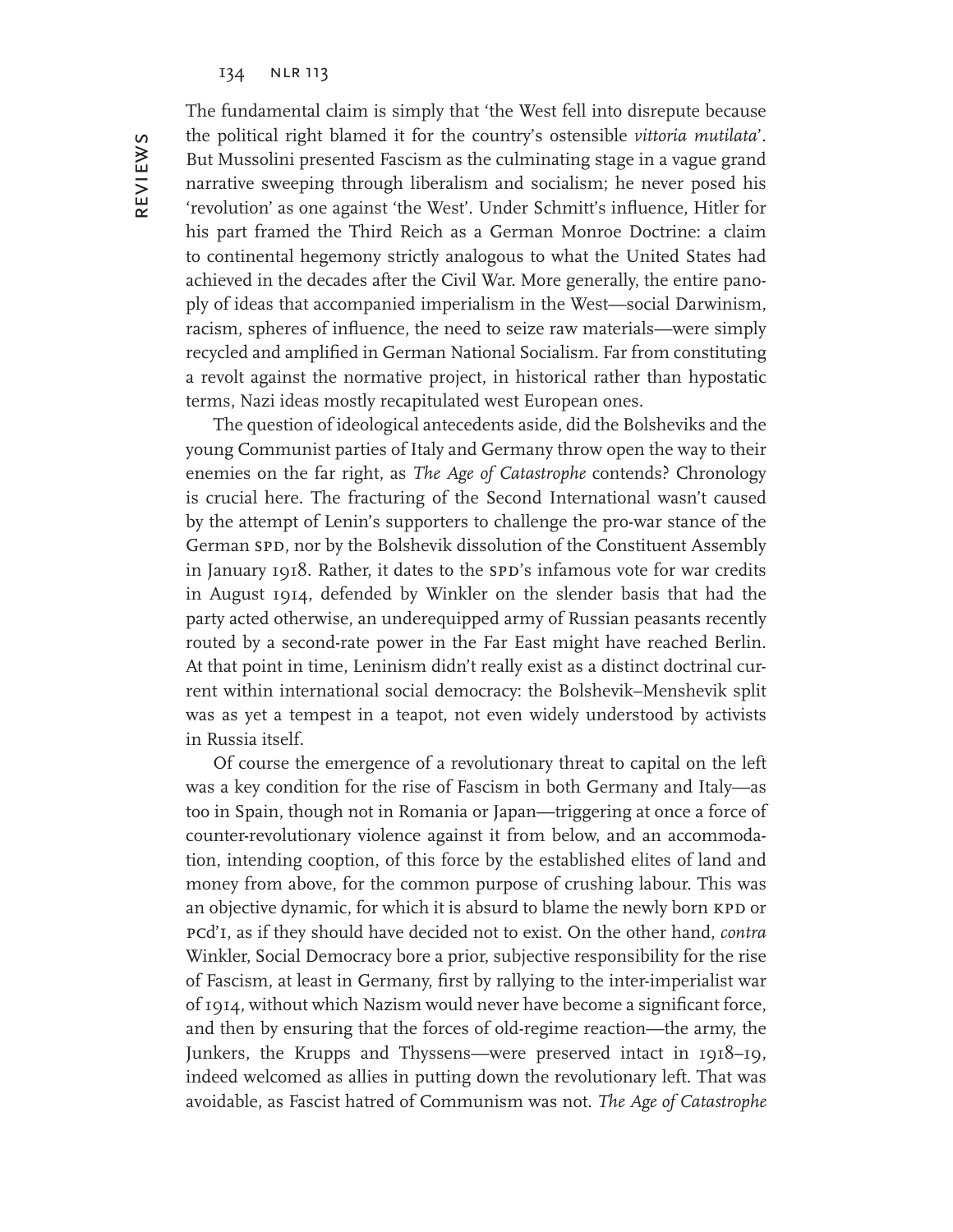The fundamental claim is simply that 'the West fell into disrepute because the political right blamed it for the country's ostensible *vittoria mutilata*'. But Mussolini presented Fascism as the culminating stage in a vague grand narrative sweeping through liberalism and socialism; he never posed his 'revolution' as one against 'the West'. Under Schmitt's influence, Hitler for his part framed the Third Reich as a German Monroe Doctrine: a claim to continental hegemony strictly analogous to what the United States had achieved in the decades after the Civil War. More generally, the entire panoply of ideas that accompanied imperialism in the West—social Darwinism, racism, spheres of influence, the need to seize raw materials—were simply recycled and amplified in German National Socialism. Far from constituting a revolt against the normative project, in historical rather than hypostatic terms, Nazi ideas mostly recapitulated west European ones.

The question of ideological antecedents aside, did the Bolsheviks and the young Communist parties of Italy and Germany throw open the way to their enemies on the far right, as *The Age of Catastrophe* contends? Chronology is crucial here. The fracturing of the Second International wasn't caused by the attempt of Lenin's supporters to challenge the pro-war stance of the German SPD, nor by the Bolshevik dissolution of the Constituent Assembly in January 1918. Rather, it dates to the SPD's infamous vote for war credits in August 1914, defended by Winkler on the slender basis that had the party acted otherwise, an underequipped army of Russian peasants recently routed by a second-rate power in the Far East might have reached Berlin. At that point in time, Leninism didn't really exist as a distinct doctrinal current within international social democracy: the Bolshevik–Menshevik split was as yet a tempest in a teapot, not even widely understood by activists in Russia itself.

Of course the emergence of a revolutionary threat to capital on the left was a key condition for the rise of Fascism in both Germany and Italy—as too in Spain, though not in Romania or Japan—triggering at once a force of counter-revolutionary violence against it from below, and an accommodation, intending cooption, of this force by the established elites of land and money from above, for the common purpose of crushing labour. This was an objective dynamic, for which it is absurd to blame the newly born KPD or PCd'I, as if they should have decided not to exist. On the other hand, *contra* Winkler, Social Democracy bore a prior, subjective responsibility for the rise of Fascism, at least in Germany, first by rallying to the inter-imperialist war of 1914, without which Nazism would never have become a significant force, and then by ensuring that the forces of old-regime reaction—the army, the Junkers, the Krupps and Thyssens—were preserved intact in 1918–19, indeed welcomed as allies in putting down the revolutionary left. That was avoidable, as Fascist hatred of Communism was not. *The Age of Catastrophe*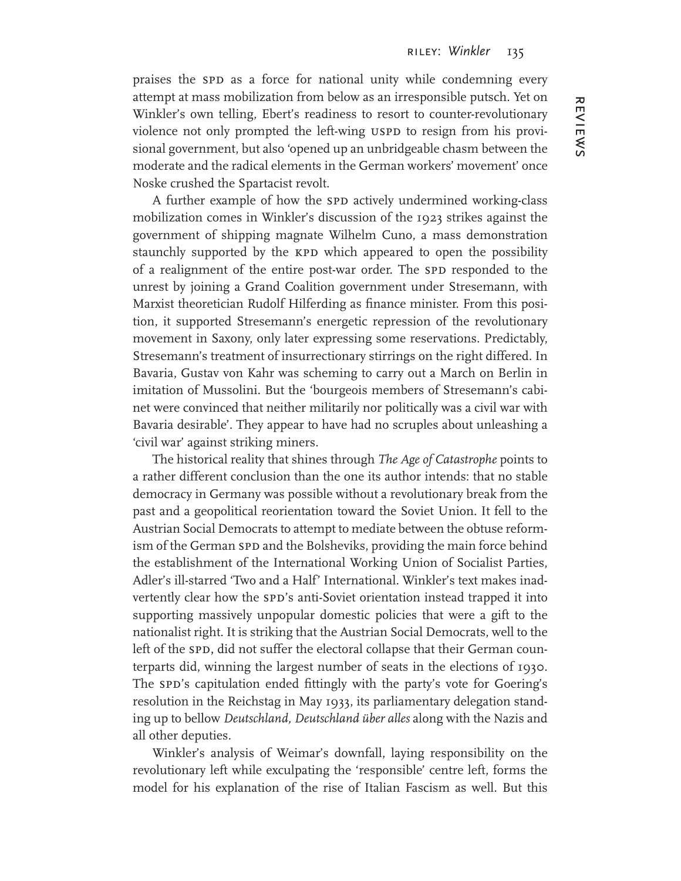praises the SPD as a force for national unity while condemning every attempt at mass mobilization from below as an irresponsible putsch. Yet on Winkler's own telling, Ebert's readiness to resort to counter-revolutionary violence not only prompted the left-wing USPD to resign from his provisional government, but also 'opened up an unbridgeable chasm between the moderate and the radical elements in the German workers' movement' once Noske crushed the Spartacist revolt.

A further example of how the SPD actively undermined working-class mobilization comes in Winkler's discussion of the 1923 strikes against the government of shipping magnate Wilhelm Cuno, a mass demonstration staunchly supported by the KPD which appeared to open the possibility of a realignment of the entire post-war order. The SPD responded to the unrest by joining a Grand Coalition government under Stresemann, with Marxist theoretician Rudolf Hilferding as finance minister. From this position, it supported Stresemann's energetic repression of the revolutionary movement in Saxony, only later expressing some reservations. Predictably, Stresemann's treatment of insurrectionary stirrings on the right differed. In Bavaria, Gustav von Kahr was scheming to carry out a March on Berlin in imitation of Mussolini. But the 'bourgeois members of Stresemann's cabinet were convinced that neither militarily nor politically was a civil war with Bavaria desirable'. They appear to have had no scruples about unleashing a 'civil war' against striking miners.

The historical reality that shines through *The Age of Catastrophe* points to a rather different conclusion than the one its author intends: that no stable democracy in Germany was possible without a revolutionary break from the past and a geopolitical reorientation toward the Soviet Union. It fell to the Austrian Social Democrats to attempt to mediate between the obtuse reformism of the German SPD and the Bolsheviks, providing the main force behind the establishment of the International Working Union of Socialist Parties, Adler's ill-starred 'Two and a Half' International. Winkler's text makes inadvertently clear how the SPD's anti-Soviet orientation instead trapped it into supporting massively unpopular domestic policies that were a gift to the nationalist right. It is striking that the Austrian Social Democrats, well to the left of the SPD, did not suffer the electoral collapse that their German counterparts did, winning the largest number of seats in the elections of 1930. The SPD's capitulation ended fittingly with the party's vote for Goering's resolution in the Reichstag in May 1933, its parliamentary delegation standing up to bellow *Deutschland, Deutschland über alles* along with the Nazis and all other deputies.

Winkler's analysis of Weimar's downfall, laying responsibility on the revolutionary left while exculpating the 'responsible' centre left, forms the model for his explanation of the rise of Italian Fascism as well. But this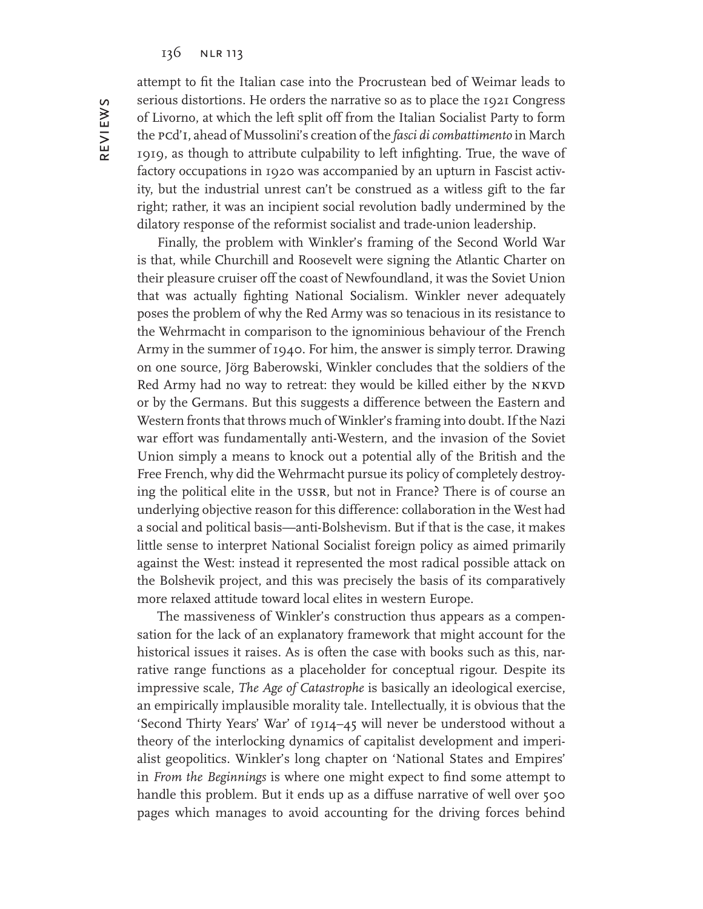attempt to fit the Italian case into the Procrustean bed of Weimar leads to serious distortions. He orders the narrative so as to place the 1921 Congress of Livorno, at which the left split off from the Italian Socialist Party to form the PCd'I, ahead of Mussolini's creation of the *fasci di combattimento* in March 1919, as though to attribute culpability to left infighting. True, the wave of factory occupations in 1920 was accompanied by an upturn in Fascist activity, but the industrial unrest can't be construed as a witless gift to the far right; rather, it was an incipient social revolution badly undermined by the dilatory response of the reformist socialist and trade-union leadership.

Finally, the problem with Winkler's framing of the Second World War is that, while Churchill and Roosevelt were signing the Atlantic Charter on their pleasure cruiser off the coast of Newfoundland, it was the Soviet Union that was actually fighting National Socialism. Winkler never adequately poses the problem of why the Red Army was so tenacious in its resistance to the Wehrmacht in comparison to the ignominious behaviour of the French Army in the summer of 1940. For him, the answer is simply terror. Drawing on one source, Jörg Baberowski, Winkler concludes that the soldiers of the Red Army had no way to retreat: they would be killed either by the NKVD or by the Germans. But this suggests a difference between the Eastern and Western fronts that throws much of Winkler's framing into doubt. If the Nazi war effort was fundamentally anti-Western, and the invasion of the Soviet Union simply a means to knock out a potential ally of the British and the Free French, why did the Wehrmacht pursue its policy of completely destroying the political elite in the USSR, but not in France? There is of course an underlying objective reason for this difference: collaboration in the West had a social and political basis—anti-Bolshevism. But if that is the case, it makes little sense to interpret National Socialist foreign policy as aimed primarily against the West: instead it represented the most radical possible attack on the Bolshevik project, and this was precisely the basis of its comparatively more relaxed attitude toward local elites in western Europe.

The massiveness of Winkler's construction thus appears as a compensation for the lack of an explanatory framework that might account for the historical issues it raises. As is often the case with books such as this, narrative range functions as a placeholder for conceptual rigour. Despite its impressive scale, *The Age of Catastrophe* is basically an ideological exercise, an empirically implausible morality tale. Intellectually, it is obvious that the 'Second Thirty Years' War' of 1914–45 will never be understood without a theory of the interlocking dynamics of capitalist development and imperialist geopolitics. Winkler's long chapter on 'National States and Empires' in *From the Beginnings* is where one might expect to find some attempt to handle this problem. But it ends up as a diffuse narrative of well over 500 pages which manages to avoid accounting for the driving forces behind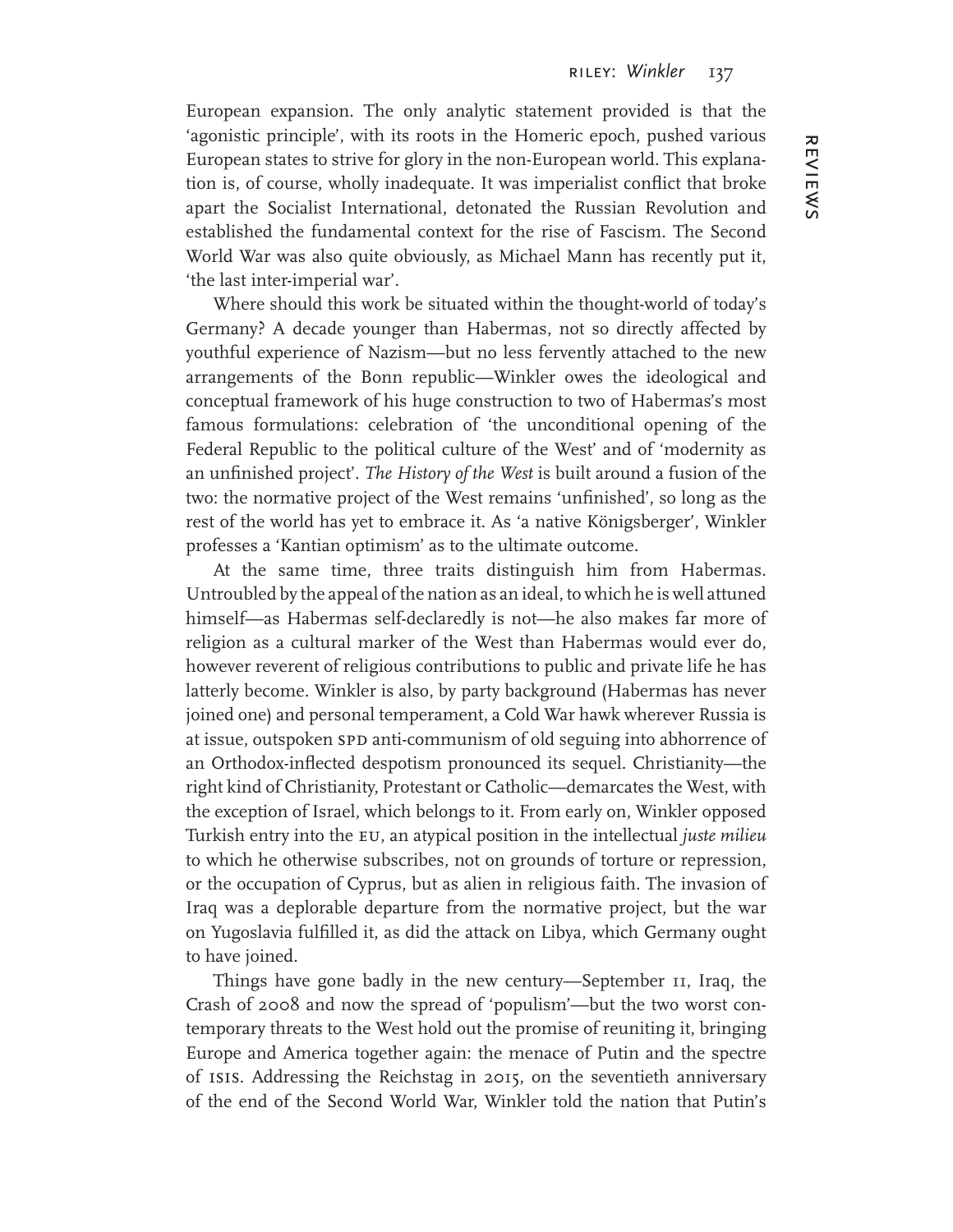European expansion. The only analytic statement provided is that the 'agonistic principle', with its roots in the Homeric epoch, pushed various European states to strive for glory in the non-European world. This explanation is, of course, wholly inadequate. It was imperialist conflict that broke apart the Socialist International, detonated the Russian Revolution and established the fundamental context for the rise of Fascism. The Second World War was also quite obviously, as Michael Mann has recently put it, 'the last inter-imperial war'.

Where should this work be situated within the thought-world of today's Germany? A decade younger than Habermas, not so directly affected by youthful experience of Nazism—but no less fervently attached to the new arrangements of the Bonn republic—Winkler owes the ideological and conceptual framework of his huge construction to two of Habermas's most famous formulations: celebration of 'the unconditional opening of the Federal Republic to the political culture of the West' and of 'modernity as an unfinished project'. *The History of the West* is built around a fusion of the two: the normative project of the West remains 'unfinished', so long as the rest of the world has yet to embrace it. As 'a native Königsberger', Winkler professes a 'Kantian optimism' as to the ultimate outcome.

At the same time, three traits distinguish him from Habermas. Untroubled by the appeal of the nation as an ideal, to which he is well attuned himself—as Habermas self-declaredly is not—he also makes far more of religion as a cultural marker of the West than Habermas would ever do, however reverent of religious contributions to public and private life he has latterly become. Winkler is also, by party background (Habermas has never joined one) and personal temperament, a Cold War hawk wherever Russia is at issue, outspoken SPD anti-communism of old seguing into abhorrence of an Orthodox-inflected despotism pronounced its sequel. Christianity—the right kind of Christianity, Protestant or Catholic—demarcates the West, with the exception of Israel, which belongs to it. From early on, Winkler opposed Turkish entry into the EU, an atypical position in the intellectual *juste milieu* to which he otherwise subscribes, not on grounds of torture or repression, or the occupation of Cyprus, but as alien in religious faith. The invasion of Iraq was a deplorable departure from the normative project, but the war on Yugoslavia fulfilled it, as did the attack on Libya, which Germany ought to have joined.

Things have gone badly in the new century—September 11, Iraq, the Crash of 2008 and now the spread of 'populism'—but the two worst contemporary threats to the West hold out the promise of reuniting it, bringing Europe and America together again: the menace of Putin and the spectre of ISIS. Addressing the Reichstag in 2015, on the seventieth anniversary of the end of the Second World War, Winkler told the nation that Putin's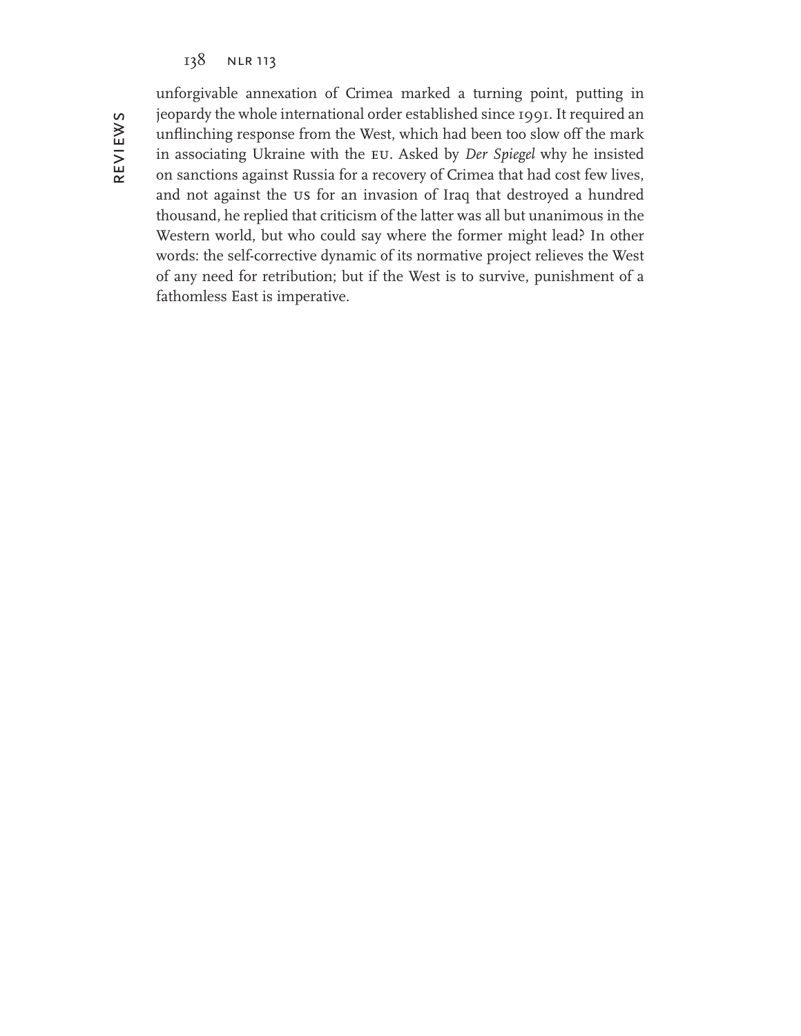unforgivable annexation of Crimea marked a turning point, putting in jeopardy the whole international order established since 1991. It required an unflinching response from the West, which had been too slow off the mark in associating Ukraine with the EU. Asked by *Der Spiegel* why he insisted on sanctions against Russia for a recovery of Crimea that had cost few lives, and not against the US for an invasion of Iraq that destroyed a hundred thousand, he replied that criticism of the latter was all but unanimous in the Western world, but who could say where the former might lead? In other words: the self-corrective dynamic of its normative project relieves the West of any need for retribution; but if the West is to survive, punishment of a fathomless East is imperative.